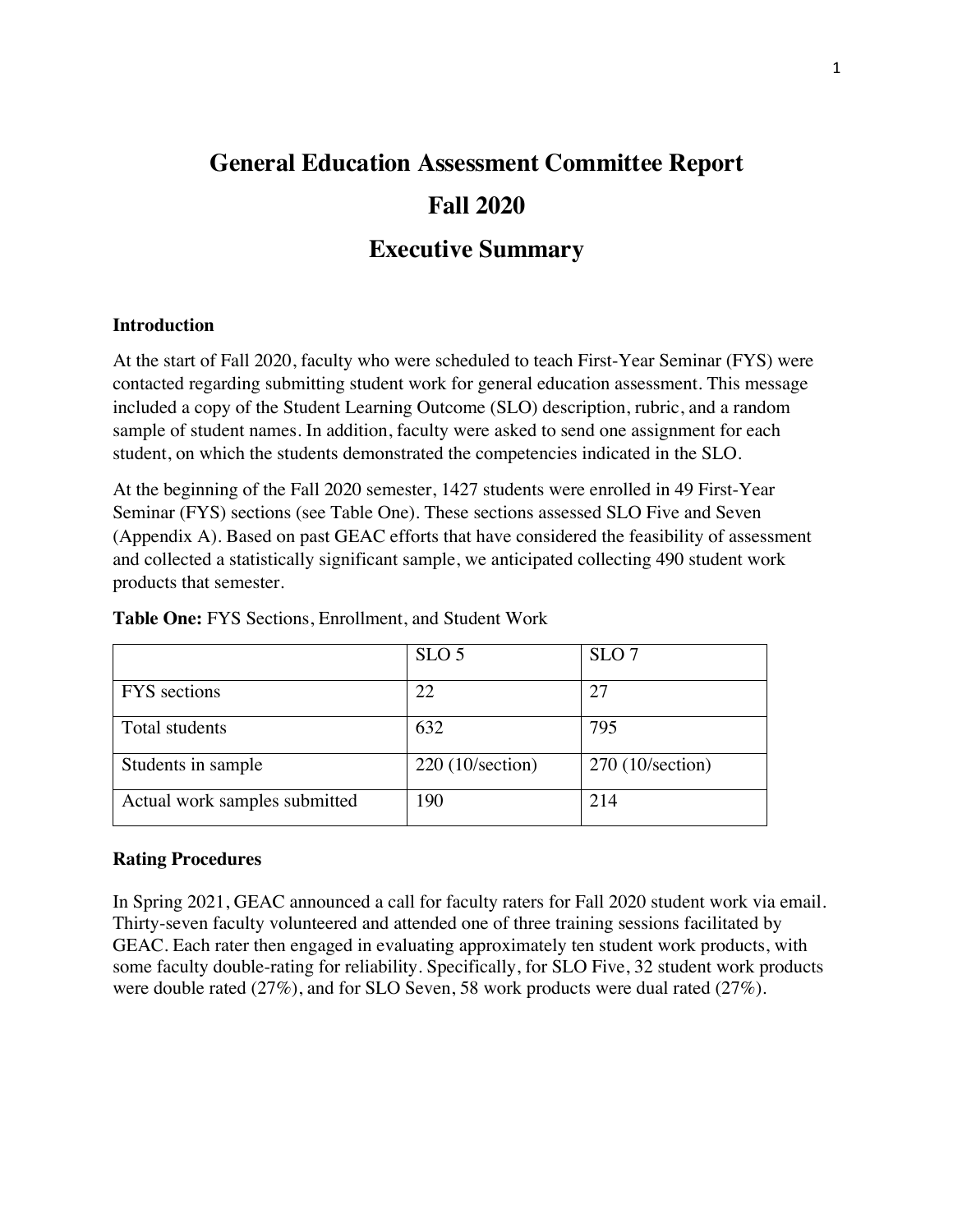# General Education Assessment Committee Report

# Fall 2020

# Executive Summary

### Introduction

At the start of Fall 2020, faculty who were scheduled to teach First-Year Seminar (FYS) were contacted regarding submitting student work for general education assessment. This message included a copy of the Student Learning Outcome (SLO) description, rubric, and a random sample of student names. In addition, faculty were asked to send one assignment for each student, on which the students demonstrated the competencies indicated in the SLO.

At the beginning of the Fall 2020 semester, 1427 students were enrolled in 49 First-Year Seminar (FYS) sections (see Table One). These sections assessed SLO Five and Seven (Appendix A). Based on past GEAC efforts that have considered the feasibility of assessment and collected a statistically significant sample, we anticipated collecting 490 student work products that semester.

**Table One:** FYS Sections, Enrollment, and Student Work

| | SLO 5 | SLO 7 |
|---|---|---|
| FYS sections | 22 | 27 |
| Total students | 632 | 795 |
| Students in sample | 220 (10/section) | 270 (10/section) |
| Actual work samples submitted | 190 | 214 |

### Rating Procedures

In Spring 2021, GEAC announced a call for faculty raters for Fall 2020 student work via email. Thirty-seven faculty volunteered and attended one of three training sessions facilitated by GEAC. Each rater then engaged in evaluating approximately ten student work products, with some faculty double-rating for reliability. Specifically, for SLO Five, 32 student work products were double rated (27%), and for SLO Seven, 58 work products were dual rated (27%).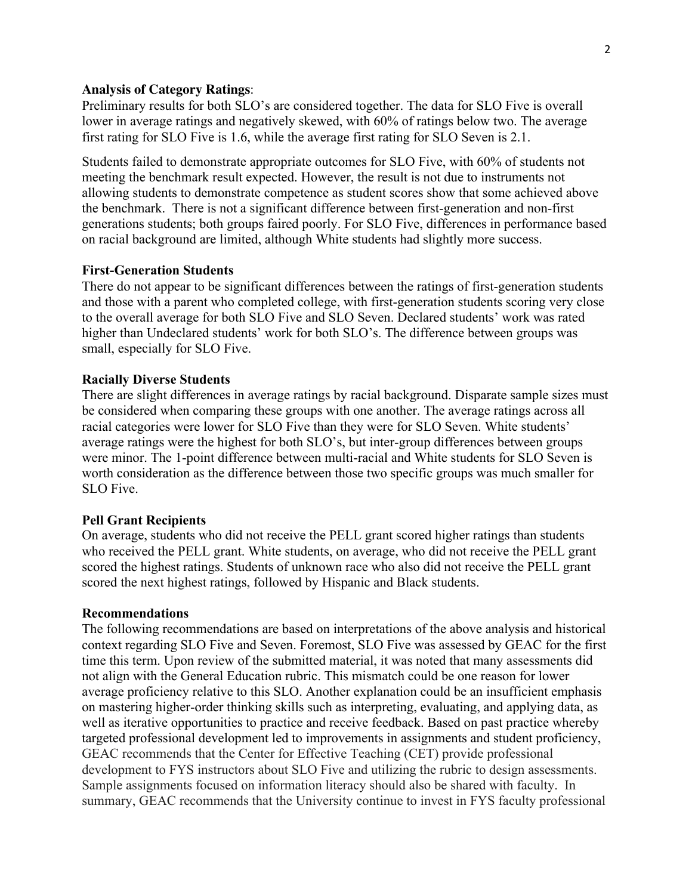**Analysis of Category Ratings**:
Preliminary results for both SLO's are considered together. The data for SLO Five is overall lower in average ratings and negatively skewed, with 60% of ratings below two. The average first rating for SLO Five is 1.6, while the average first rating for SLO Seven is 2.1.

Students failed to demonstrate appropriate outcomes for SLO Five, with 60% of students not meeting the benchmark result expected. However, the result is not due to instruments not allowing students to demonstrate competence as student scores show that some achieved above the benchmark. There is not a significant difference between first-generation and non-first generations students; both groups faired poorly. For SLO Five, differences in performance based on racial background are limited, although White students had slightly more success.

**First-Generation Students**
There do not appear to be significant differences between the ratings of first-generation students and those with a parent who completed college, with first-generation students scoring very close to the overall average for both SLO Five and SLO Seven. Declared students' work was rated higher than Undeclared students' work for both SLO's. The difference between groups was small, especially for SLO Five.

**Racially Diverse Students**
There are slight differences in average ratings by racial background. Disparate sample sizes must be considered when comparing these groups with one another. The average ratings across all racial categories were lower for SLO Five than they were for SLO Seven. White students' average ratings were the highest for both SLO's, but inter-group differences between groups were minor. The 1-point difference between multi-racial and White students for SLO Seven is worth consideration as the difference between those two specific groups was much smaller for SLO Five.

**Pell Grant Recipients**
On average, students who did not receive the PELL grant scored higher ratings than students who received the PELL grant. White students, on average, who did not receive the PELL grant scored the highest ratings. Students of unknown race who also did not receive the PELL grant scored the next highest ratings, followed by Hispanic and Black students.

**Recommendations**
The following recommendations are based on interpretations of the above analysis and historical context regarding SLO Five and Seven. Foremost, SLO Five was assessed by GEAC for the first time this term. Upon review of the submitted material, it was noted that many assessments did not align with the General Education rubric. This mismatch could be one reason for lower average proficiency relative to this SLO. Another explanation could be an insufficient emphasis on mastering higher-order thinking skills such as interpreting, evaluating, and applying data, as well as iterative opportunities to practice and receive feedback. Based on past practice whereby targeted professional development led to improvements in assignments and student proficiency, GEAC recommends that the Center for Effective Teaching (CET) provide professional development to FYS instructors about SLO Five and utilizing the rubric to design assessments. Sample assignments focused on information literacy should also be shared with faculty. In summary, GEAC recommends that the University continue to invest in FYS faculty professional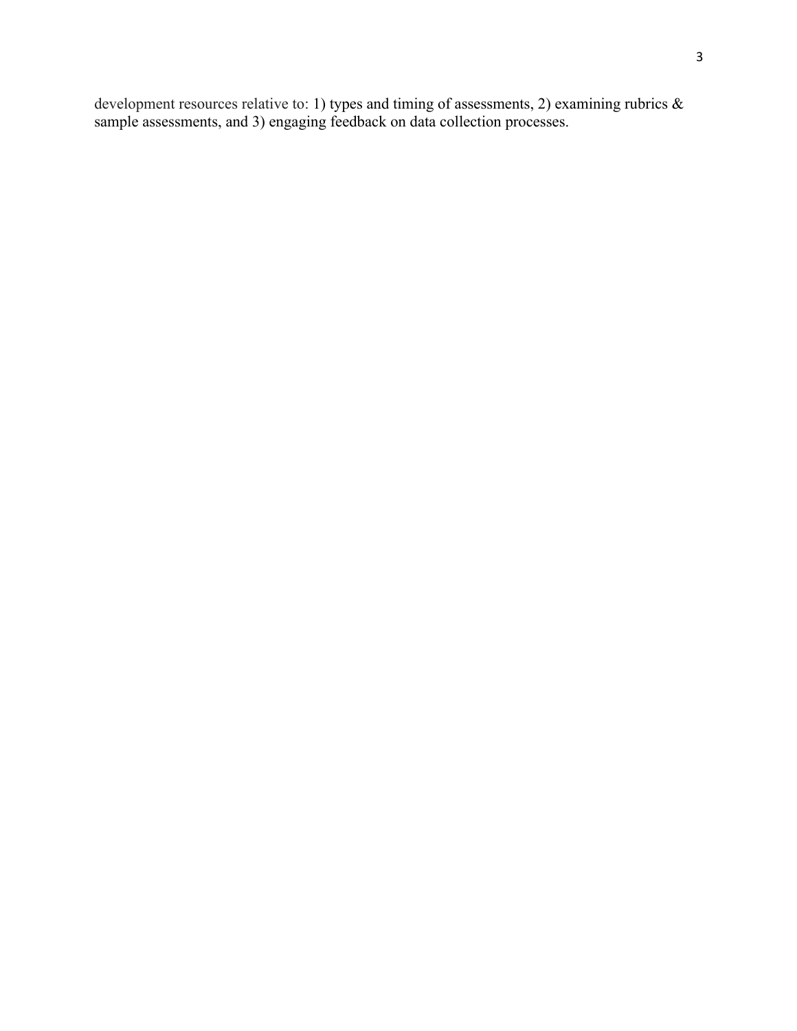development resources relative to: 1) types and timing of assessments, 2) examining rubrics & sample assessments, and 3) engaging feedback on data collection processes.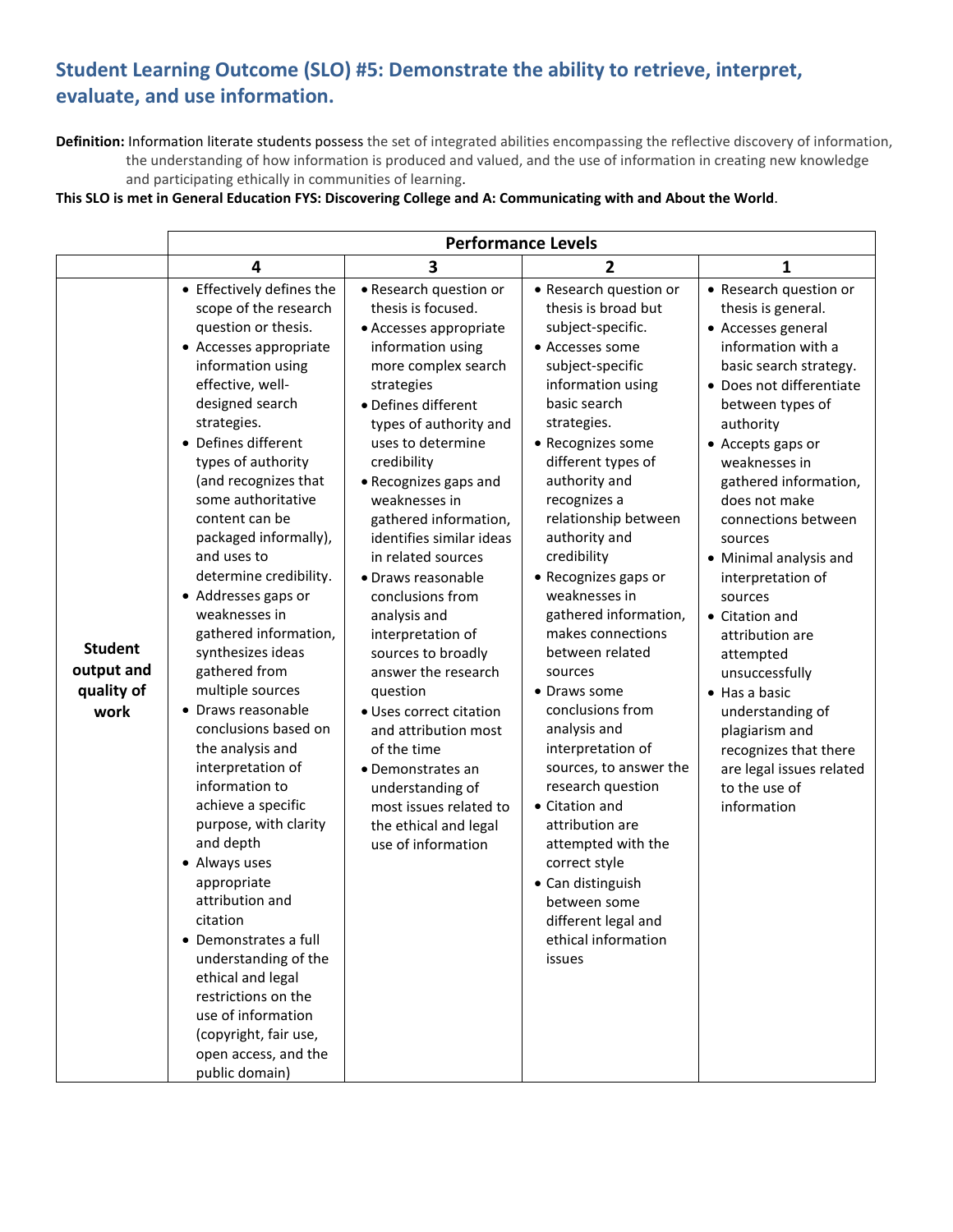## Student Learning Outcome (SLO) #5: Demonstrate the ability to retrieve, interpret, evaluate, and use information.

**Definition:** Information literate students possess the set of integrated abilities encompassing the reflective discovery of information, the understanding of how information is produced and valued, and the use of information in creating new knowledge and participating ethically in communities of learning.

**This SLO is met in General Education FYS: Discovering College and A: Communicating with and About the World**.

| | Performance Levels | | | |
|---|---|---|---|---|
| | **4** | **3** | **2** | **1** |
| **Student output and quality of work** | • Effectively defines the scope of the research question or thesis.<br>• Accesses appropriate information using effective, well-designed search strategies.<br>• Defines different types of authority (and recognizes that some authoritative content can be packaged informally), and uses to determine credibility.<br>• Addresses gaps or weaknesses in gathered information, synthesizes ideas gathered from multiple sources<br>• Draws reasonable conclusions based on the analysis and interpretation of information to achieve a specific purpose, with clarity and depth<br>• Always uses appropriate attribution and citation<br>• Demonstrates a full understanding of the ethical and legal restrictions on the use of information (copyright, fair use, open access, and the public domain) | • Research question or thesis is focused.<br>• Accesses appropriate information using more complex search strategies<br>• Defines different types of authority and uses to determine credibility<br>• Recognizes gaps and weaknesses in gathered information, identifies similar ideas in related sources<br>• Draws reasonable conclusions from analysis and interpretation of sources to broadly answer the research question<br>• Uses correct citation and attribution most of the time<br>• Demonstrates an understanding of most issues related to the ethical and legal use of information | • Research question or thesis is broad but subject-specific.<br>• Accesses some subject-specific information using basic search strategies.<br>• Recognizes some different types of authority and recognizes a relationship between authority and credibility<br>• Recognizes gaps or weaknesses in gathered information, makes connections between related sources<br>• Draws some conclusions from analysis and interpretation of sources, to answer the research question<br>• Citation and attribution are attempted with the correct style<br>• Can distinguish between some different legal and ethical information issues | • Research question or thesis is general.<br>• Accesses general information with a basic search strategy.<br>• Does not differentiate between types of authority<br>• Accepts gaps or weaknesses in gathered information, does not make connections between sources<br>• Minimal analysis and interpretation of sources<br>• Citation and attribution are attempted unsuccessfully<br>• Has a basic understanding of plagiarism and recognizes that there are legal issues related to the use of information |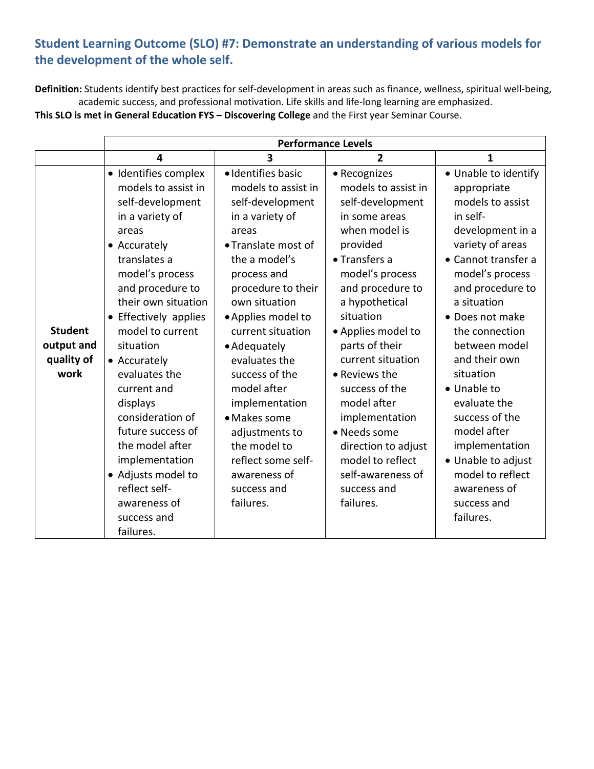## Student Learning Outcome (SLO) #7: Demonstrate an understanding of various models for the development of the whole self.

**Definition:** Students identify best practices for self-development in areas such as finance, wellness, spiritual well-being, academic success, and professional motivation. Life skills and life-long learning are emphasized.

**This SLO is met in General Education FYS – Discovering College** and the First year Seminar Course.

| | Performance Levels | | | |
|---|---|---|---|---|
| | **4** | **3** | **2** | **1** |
| **Student output and quality of work** | • Identifies complex models to assist in self-development in a variety of areas<br>• Accurately translates a model's process and procedure to their own situation<br>• Effectively applies model to current situation<br>• Accurately evaluates the current and displays consideration of future success of the model after implementation<br>• Adjusts model to reflect self-awareness of success and failures. | • Identifies basic models to assist in self-development in a variety of areas<br>• Translate most of the a model's process and procedure to their own situation<br>• Applies model to current situation<br>• Adequately evaluates the success of the model after implementation<br>• Makes some adjustments to the model to reflect some self-awareness of success and failures. | • Recognizes models to assist in self-development in some areas when model is provided<br>• Transfers a model's process and procedure to a hypothetical situation<br>• Applies model to parts of their current situation<br>• Reviews the success of the model after implementation<br>• Needs some direction to adjust model to reflect self-awareness of success and failures. | • Unable to identify appropriate models to assist in self-development in a variety of areas<br>• Cannot transfer a model's process and procedure to a situation<br>• Does not make the connection between model and their own situation<br>• Unable to evaluate the success of the model after implementation<br>• Unable to adjust model to reflect awareness of success and failures. |